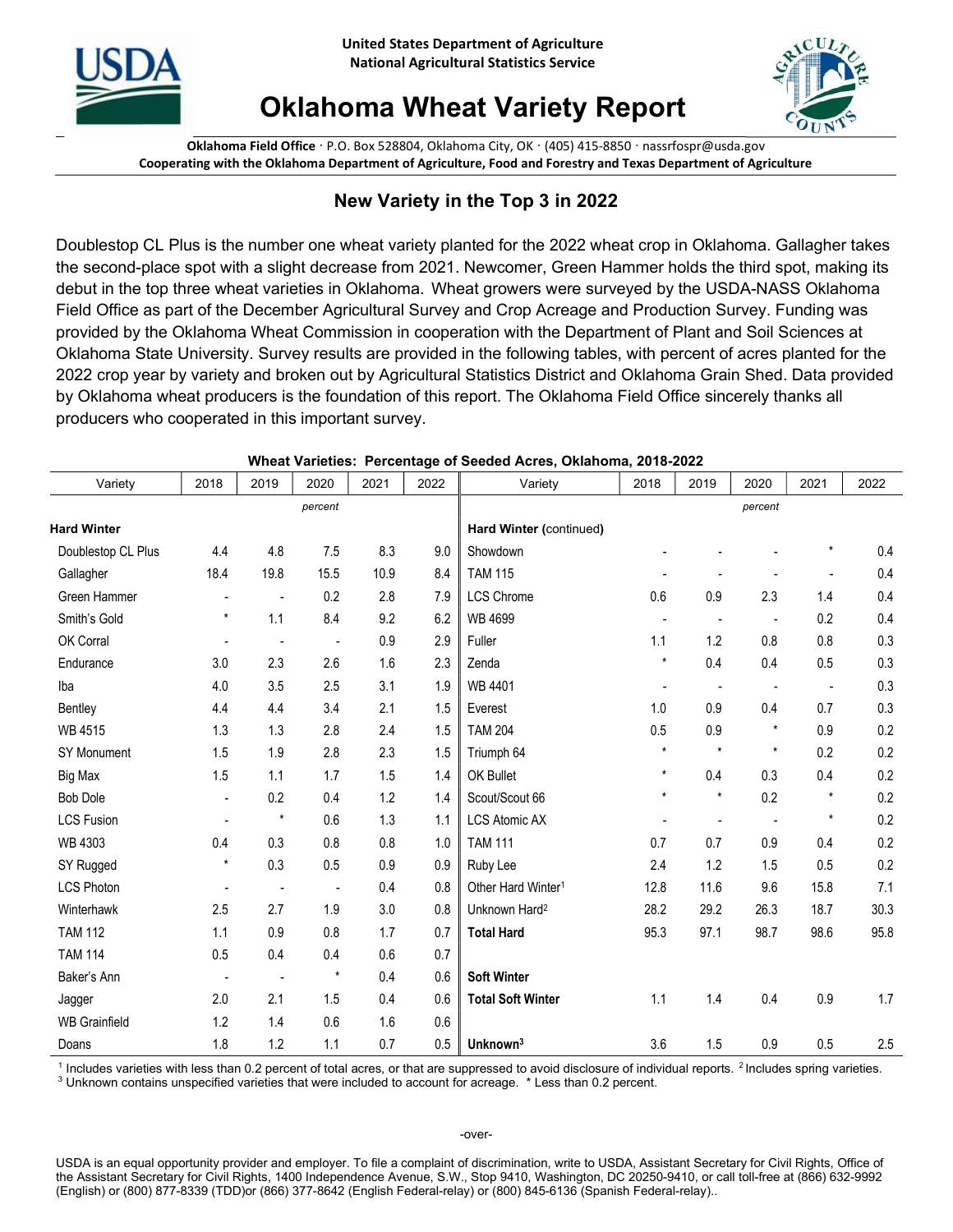United States Department of Agriculture
National Agricultural Statistics Service

# Oklahoma Wheat Variety Report

**Oklahoma Field Office** · P.O. Box 528804, Oklahoma City, OK · (405) 415-8850 · nassrfospr@usda.gov
**Cooperating with the Oklahoma Department of Agriculture, Food and Forestry and Texas Department of Agriculture**

## New Variety in the Top 3 in 2022

Doublestop CL Plus is the number one wheat variety planted for the 2022 wheat crop in Oklahoma. Gallagher takes the second-place spot with a slight decrease from 2021. Newcomer, Green Hammer holds the third spot, making its debut in the top three wheat varieties in Oklahoma. Wheat growers were surveyed by the USDA-NASS Oklahoma Field Office as part of the December Agricultural Survey and Crop Acreage and Production Survey. Funding was provided by the Oklahoma Wheat Commission in cooperation with the Department of Plant and Soil Sciences at Oklahoma State University. Survey results are provided in the following tables, with percent of acres planted for the 2022 crop year by variety and broken out by Agricultural Statistics District and Oklahoma Grain Shed. Data provided by Oklahoma wheat producers is the foundation of this report. The Oklahoma Field Office sincerely thanks all producers who cooperated in this important survey.

**Wheat Varieties: Percentage of Seeded Acres, Oklahoma, 2018-2022**

| Variety | 2018 | 2019 | 2020 | 2021 | 2022 | Variety | 2018 | 2019 | 2020 | 2021 | 2022 |
|---|---|---|---|---|---|---|---|---|---|---|---|
| | | | *percent* | | | | | | *percent* | | |
| **Hard Winter** | | | | | | **Hard Winter (continued)** | | | | | |
| Doublestop CL Plus | 4.4 | 4.8 | 7.5 | 8.3 | 9.0 | Showdown | - | - | - | * | 0.4 |
| Gallagher | 18.4 | 19.8 | 15.5 | 10.9 | 8.4 | TAM 115 | - | - | - | - | 0.4 |
| Green Hammer | - | - | 0.2 | 2.8 | 7.9 | LCS Chrome | 0.6 | 0.9 | 2.3 | 1.4 | 0.4 |
| Smith's Gold | * | 1.1 | 8.4 | 9.2 | 6.2 | WB 4699 | - | - | - | 0.2 | 0.4 |
| OK Corral | - | - | - | 0.9 | 2.9 | Fuller | 1.1 | 1.2 | 0.8 | 0.8 | 0.3 |
| Endurance | 3.0 | 2.3 | 2.6 | 1.6 | 2.3 | Zenda | * | 0.4 | 0.4 | 0.5 | 0.3 |
| Iba | 4.0 | 3.5 | 2.5 | 3.1 | 1.9 | WB 4401 | - | - | - | - | 0.3 |
| Bentley | 4.4 | 4.4 | 3.4 | 2.1 | 1.5 | Everest | 1.0 | 0.9 | 0.4 | 0.7 | 0.3 |
| WB 4515 | 1.3 | 1.3 | 2.8 | 2.4 | 1.5 | TAM 204 | 0.5 | 0.9 | * | 0.9 | 0.2 |
| SY Monument | 1.5 | 1.9 | 2.8 | 2.3 | 1.5 | Triumph 64 | * | * | * | 0.2 | 0.2 |
| Big Max | 1.5 | 1.1 | 1.7 | 1.5 | 1.4 | OK Bullet | * | 0.4 | 0.3 | 0.4 | 0.2 |
| Bob Dole | - | 0.2 | 0.4 | 1.2 | 1.4 | Scout/Scout 66 | * | * | 0.2 | * | 0.2 |
| LCS Fusion | - | * | 0.6 | 1.3 | 1.1 | LCS Atomic AX | - | - | - | * | 0.2 |
| WB 4303 | 0.4 | 0.3 | 0.8 | 0.8 | 1.0 | TAM 111 | 0.7 | 0.7 | 0.9 | 0.4 | 0.2 |
| SY Rugged | * | 0.3 | 0.5 | 0.9 | 0.9 | Ruby Lee | 2.4 | 1.2 | 1.5 | 0.5 | 0.2 |
| LCS Photon | - | - | - | 0.4 | 0.8 | Other Hard Winter[1] | 12.8 | 11.6 | 9.6 | 15.8 | 7.1 |
| Winterhawk | 2.5 | 2.7 | 1.9 | 3.0 | 0.8 | Unknown Hard[2] | 28.2 | 29.2 | 26.3 | 18.7 | 30.3 |
| TAM 112 | 1.1 | 0.9 | 0.8 | 1.7 | 0.7 | **Total Hard** | 95.3 | 97.1 | 98.7 | 98.6 | 95.8 |
| TAM 114 | 0.5 | 0.4 | 0.4 | 0.6 | 0.7 | | | | | | |
| Baker's Ann | - | - | * | 0.4 | 0.6 | **Soft Winter** | | | | | |
| Jagger | 2.0 | 2.1 | 1.5 | 0.4 | 0.6 | **Total Soft Winter** | 1.1 | 1.4 | 0.4 | 0.9 | 1.7 |
| WB Grainfield | 1.2 | 1.4 | 0.6 | 1.6 | 0.6 | | | | | | |
| Doans | 1.8 | 1.2 | 1.1 | 0.7 | 0.5 | **Unknown[3]** | 3.6 | 1.5 | 0.9 | 0.5 | 2.5 |

[1] Includes varieties with less than 0.2 percent of total acres, or that are suppressed to avoid disclosure of individual reports. [2] Includes spring varieties.
[3] Unknown contains unspecified varieties that were included to account for acreage. * Less than 0.2 percent.

-over-

USDA is an equal opportunity provider and employer. To file a complaint of discrimination, write to USDA, Assistant Secretary for Civil Rights, Office of the Assistant Secretary for Civil Rights, 1400 Independence Avenue, S.W., Stop 9410, Washington, DC 20250-9410, or call toll-free at (866) 632-9992 (English) or (800) 877-8339 (TDD)or (866) 377-8642 (English Federal-relay) or (800) 845-6136 (Spanish Federal-relay)..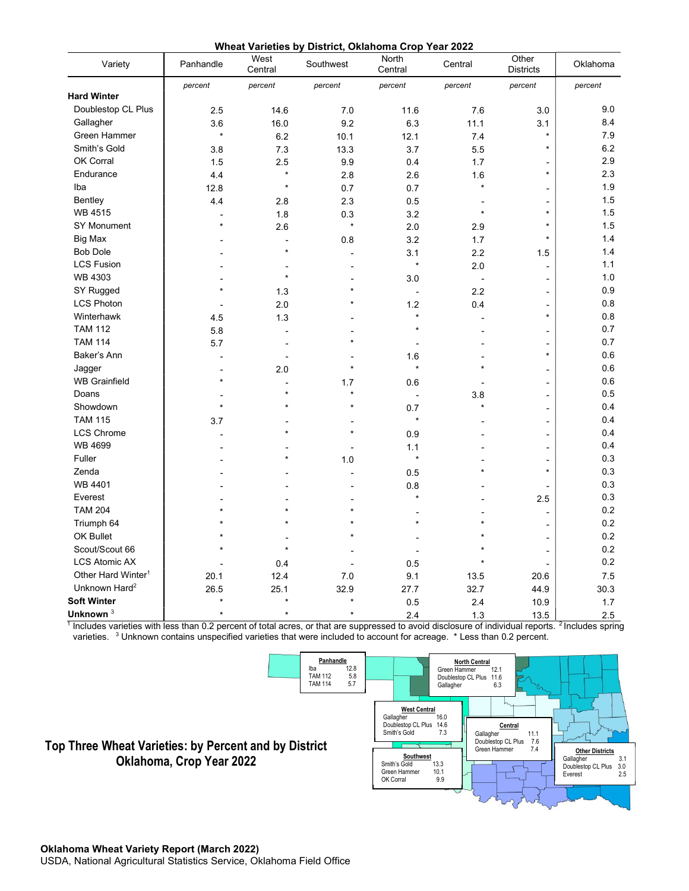**Wheat Varieties by District, Oklahoma Crop Year 2022**

| Variety | Panhandle | West Central | Southwest | North Central | Central | Other Districts | Oklahoma |
|---|---|---|---|---|---|---|---|
| | *percent* | *percent* | *percent* | *percent* | *percent* | *percent* | *percent* |
| **Hard Winter** | | | | | | | |
| Doublestop CL Plus | 2.5 | 14.6 | 7.0 | 11.6 | 7.6 | 3.0 | 9.0 |
| Gallagher | 3.6 | 16.0 | 9.2 | 6.3 | 11.1 | 3.1 | 8.4 |
| Green Hammer | * | 6.2 | 10.1 | 12.1 | 7.4 | * | 7.9 |
| Smith's Gold | 3.8 | 7.3 | 13.3 | 3.7 | 5.5 | * | 6.2 |
| OK Corral | 1.5 | 2.5 | 9.9 | 0.4 | 1.7 | - | 2.9 |
| Endurance | 4.4 | * | 2.8 | 2.6 | 1.6 | * | 2.3 |
| Iba | 12.8 | * | 0.7 | 0.7 | * | - | 1.9 |
| Bentley | 4.4 | 2.8 | 2.3 | 0.5 | - | - | 1.5 |
| WB 4515 | - | 1.8 | 0.3 | 3.2 | * | * | 1.5 |
| SY Monument | * | 2.6 | * | 2.0 | 2.9 | * | 1.5 |
| Big Max | - | - | 0.8 | 3.2 | 1.7 | * | 1.4 |
| Bob Dole | - | * | - | 3.1 | 2.2 | 1.5 | 1.4 |
| LCS Fusion | - | - | - | * | 2.0 | - | 1.1 |
| WB 4303 | - | * | - | 3.0 | - | - | 1.0 |
| SY Rugged | * | 1.3 | * | - | 2.2 | - | 0.9 |
| LCS Photon | - | 2.0 | * | 1.2 | 0.4 | - | 0.8 |
| Winterhawk | 4.5 | 1.3 | - | * | - | * | 0.8 |
| TAM 112 | 5.8 | - | - | * | - | - | 0.7 |
| TAM 114 | 5.7 | - | * | - | - | - | 0.7 |
| Baker's Ann | - | - | - | 1.6 | - | * | 0.6 |
| Jagger | - | 2.0 | * | * | * | - | 0.6 |
| WB Grainfield | * | - | 1.7 | 0.6 | - | - | 0.6 |
| Doans | - | * | * | - | 3.8 | - | 0.5 |
| Showdown | * | * | * | 0.7 | * | - | 0.4 |
| TAM 115 | 3.7 | - | - | * | - | - | 0.4 |
| LCS Chrome | - | * | * | 0.9 | - | - | 0.4 |
| WB 4699 | - | - | - | 1.1 | - | - | 0.4 |
| Fuller | - | * | 1.0 | * | - | - | 0.3 |
| Zenda | - | - | - | 0.5 | * | * | 0.3 |
| WB 4401 | - | - | - | 0.8 | - | - | 0.3 |
| Everest | - | - | - | * | - | 2.5 | 0.3 |
| TAM 204 | * | * | * | - | - | - | 0.2 |
| Triumph 64 | * | * | * | * | * | - | 0.2 |
| OK Bullet | * | - | * | - | * | - | 0.2 |
| Scout/Scout 66 | * | * | - | - | * | - | 0.2 |
| LCS Atomic AX | - | 0.4 | - | 0.5 | * | - | 0.2 |
| Other Hard Winter[1] | 20.1 | 12.4 | 7.0 | 9.1 | 13.5 | 20.6 | 7.5 |
| Unknown Hard[2] | 26.5 | 25.1 | 32.9 | 27.7 | 32.7 | 44.9 | 30.3 |
| **Soft Winter** | * | * | * | 0.5 | 2.4 | 10.9 | 1.7 |
| **Unknown** [3] | * | * | * | 2.4 | 1.3 | 13.5 | 2.5 |

[1] Includes varieties with less than 0.2 percent of total acres, or that are suppressed to avoid disclosure of individual reports. [2] Includes spring varieties. [3] Unknown contains unspecified varieties that were included to account for acreage. * Less than 0.2 percent.

## Top Three Wheat Varieties: by Percent and by District Oklahoma, Crop Year 2022

Panhandle
Iba 12.8
TAM 112 5.8
TAM 114 5.7

North Central
Green Hammer 12.1
Doublestop CL Plus 11.6
Gallagher 6.3

West Central
Gallagher 16.0
Doublestop CL Plus 14.6
Smith's Gold 7.3

Central
Gallagher 11.1
Doublestop CL Plus 7.6
Green Hammer 7.4

Southwest
Smith's Gold 13.3
Green Hammer 10.1
OK Corral 9.9

Other Districts
Gallagher 3.1
Doublestop CL Plus 3.0
Everest 2.5

**Oklahoma Wheat Variety Report (March 2022)**
USDA, National Agricultural Statistics Service, Oklahoma Field Office